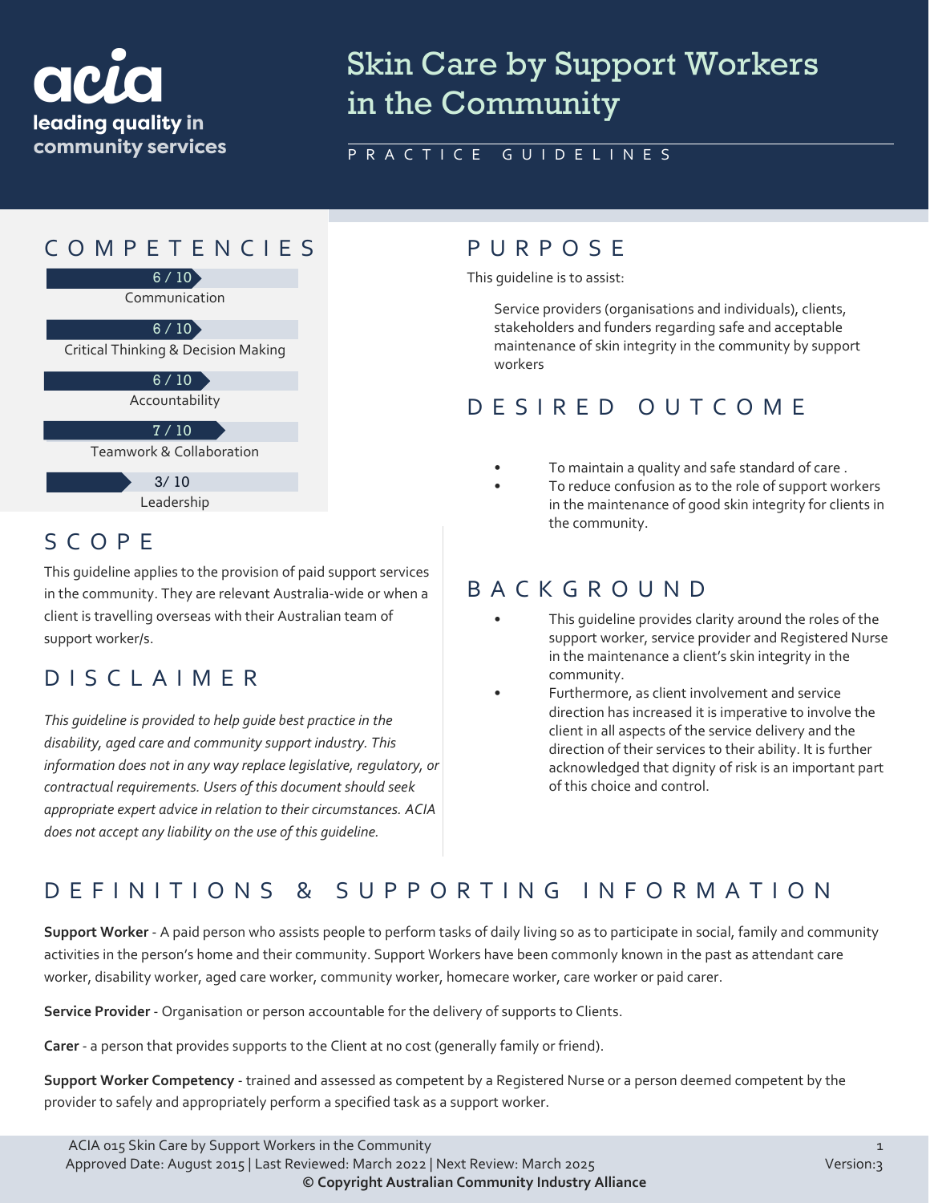acia

leading quality in community services

# Skin Care by Support Workers in the Community

PRACTICE GUIDELINES

## COMPETENCIES

6 / 10
Communication

6 / 10
Critical Thinking & Decision Making

6 / 10
Accountability

7 / 10
Teamwork & Collaboration

3/ 10
Leadership

## SCOPE

This guideline applies to the provision of paid support services in the community. They are relevant Australia-wide or when a client is travelling overseas with their Australian team of support worker/s.

## DISCLAIMER

*This guideline is provided to help guide best practice in the disability, aged care and community support industry. This information does not in any way replace legislative, regulatory, or contractual requirements. Users of this document should seek appropriate expert advice in relation to their circumstances. ACIA does not accept any liability on the use of this guideline.*

## PURPOSE

This guideline is to assist:

Service providers (organisations and individuals), clients, stakeholders and funders regarding safe and acceptable maintenance of skin integrity in the community by support workers

## DESIRED OUTCOME

- To maintain a quality and safe standard of care .
- To reduce confusion as to the role of support workers in the maintenance of good skin integrity for clients in the community.

## BACKGROUND

- This guideline provides clarity around the roles of the support worker, service provider and Registered Nurse in the maintenance a client's skin integrity in the community.
- Furthermore, as client involvement and service direction has increased it is imperative to involve the client in all aspects of the service delivery and the direction of their services to their ability. It is further acknowledged that dignity of risk is an important part of this choice and control.

## DEFINITIONS & SUPPORTING INFORMATION

**Support Worker** - A paid person who assists people to perform tasks of daily living so as to participate in social, family and community activities in the person's home and their community. Support Workers have been commonly known in the past as attendant care worker, disability worker, aged care worker, community worker, homecare worker, care worker or paid carer.

**Service Provider** - Organisation or person accountable for the delivery of supports to Clients.

**Carer** - a person that provides supports to the Client at no cost (generally family or friend).

**Support Worker Competency** - trained and assessed as competent by a Registered Nurse or a person deemed competent by the provider to safely and appropriately perform a specified task as a support worker.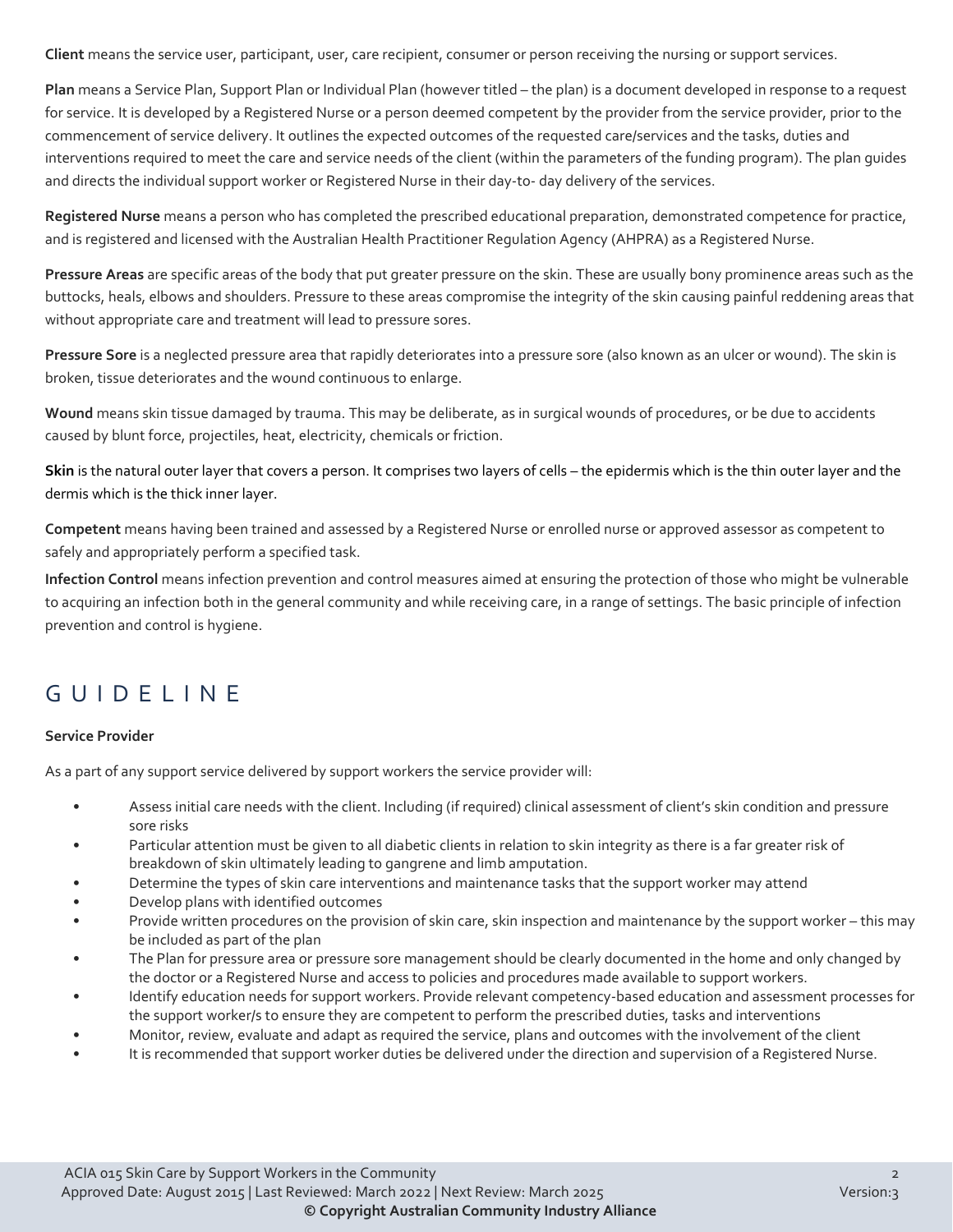**Client** means the service user, participant, user, care recipient, consumer or person receiving the nursing or support services.

**Plan** means a Service Plan, Support Plan or Individual Plan (however titled – the plan) is a document developed in response to a request for service. It is developed by a Registered Nurse or a person deemed competent by the provider from the service provider, prior to the commencement of service delivery. It outlines the expected outcomes of the requested care/services and the tasks, duties and interventions required to meet the care and service needs of the client (within the parameters of the funding program). The plan guides and directs the individual support worker or Registered Nurse in their day-to- day delivery of the services.

**Registered Nurse** means a person who has completed the prescribed educational preparation, demonstrated competence for practice, and is registered and licensed with the Australian Health Practitioner Regulation Agency (AHPRA) as a Registered Nurse.

**Pressure Areas** are specific areas of the body that put greater pressure on the skin. These are usually bony prominence areas such as the buttocks, heals, elbows and shoulders. Pressure to these areas compromise the integrity of the skin causing painful reddening areas that without appropriate care and treatment will lead to pressure sores.

**Pressure Sore** is a neglected pressure area that rapidly deteriorates into a pressure sore (also known as an ulcer or wound). The skin is broken, tissue deteriorates and the wound continuous to enlarge.

**Wound** means skin tissue damaged by trauma. This may be deliberate, as in surgical wounds of procedures, or be due to accidents caused by blunt force, projectiles, heat, electricity, chemicals or friction.

**Skin** is the natural outer layer that covers a person. It comprises two layers of cells – the epidermis which is the thin outer layer and the dermis which is the thick inner layer.

**Competent** means having been trained and assessed by a Registered Nurse or enrolled nurse or approved assessor as competent to safely and appropriately perform a specified task.

**Infection Control** means infection prevention and control measures aimed at ensuring the protection of those who might be vulnerable to acquiring an infection both in the general community and while receiving care, in a range of settings. The basic principle of infection prevention and control is hygiene.

# GUIDELINE

**Service Provider**

As a part of any support service delivered by support workers the service provider will:

- Assess initial care needs with the client. Including (if required) clinical assessment of client's skin condition and pressure sore risks
- Particular attention must be given to all diabetic clients in relation to skin integrity as there is a far greater risk of breakdown of skin ultimately leading to gangrene and limb amputation.
- Determine the types of skin care interventions and maintenance tasks that the support worker may attend
- Develop plans with identified outcomes
- Provide written procedures on the provision of skin care, skin inspection and maintenance by the support worker – this may be included as part of the plan
- The Plan for pressure area or pressure sore management should be clearly documented in the home and only changed by the doctor or a Registered Nurse and access to policies and procedures made available to support workers.
- Identify education needs for support workers. Provide relevant competency-based education and assessment processes for the support worker/s to ensure they are competent to perform the prescribed duties, tasks and interventions
- Monitor, review, evaluate and adapt as required the service, plans and outcomes with the involvement of the client
- It is recommended that support worker duties be delivered under the direction and supervision of a Registered Nurse.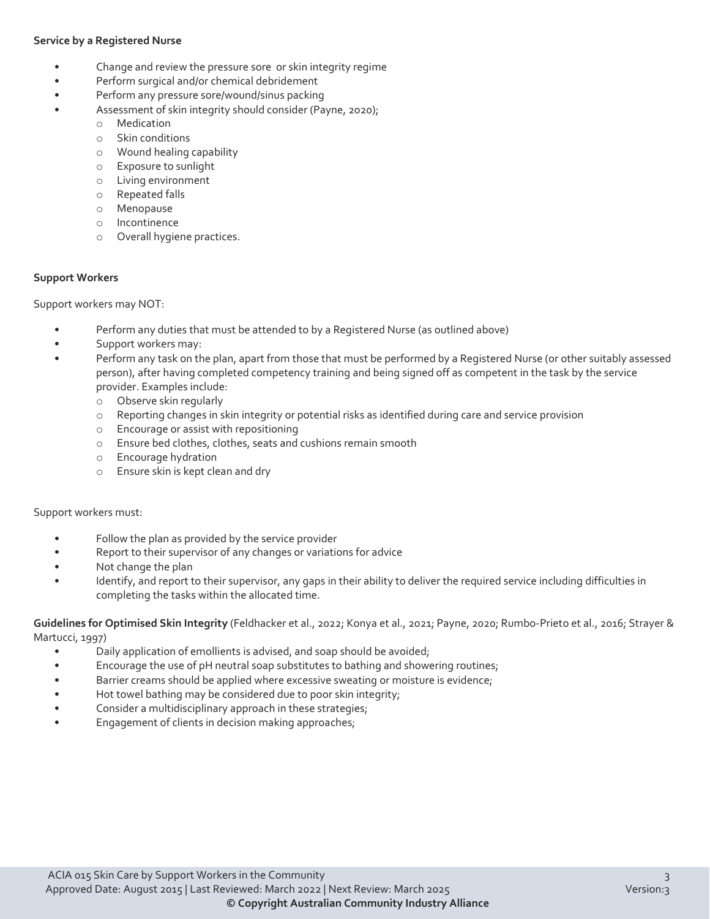**Service by a Registered Nurse**

- Change and review the pressure sore or skin integrity regime
- Perform surgical and/or chemical debridement
- Perform any pressure sore/wound/sinus packing
- Assessment of skin integrity should consider (Payne, 2020);
    - Medication
    - Skin conditions
    - Wound healing capability
    - Exposure to sunlight
    - Living environment
    - Repeated falls
    - Menopause
    - Incontinence
    - Overall hygiene practices.

**Support Workers**

Support workers may NOT:

- Perform any duties that must be attended to by a Registered Nurse (as outlined above)
- Support workers may:
- Perform any task on the plan, apart from those that must be performed by a Registered Nurse (or other suitably assessed person), after having completed competency training and being signed off as competent in the task by the service provider. Examples include:
    - Observe skin regularly
    - Reporting changes in skin integrity or potential risks as identified during care and service provision
    - Encourage or assist with repositioning
    - Ensure bed clothes, clothes, seats and cushions remain smooth
    - Encourage hydration
    - Ensure skin is kept clean and dry

Support workers must:

- Follow the plan as provided by the service provider
- Report to their supervisor of any changes or variations for advice
- Not change the plan
- Identify, and report to their supervisor, any gaps in their ability to deliver the required service including difficulties in completing the tasks within the allocated time.

**Guidelines for Optimised Skin Integrity** (Feldhacker et al., 2022; Konya et al., 2021; Payne, 2020; Rumbo-Prieto et al., 2016; Strayer & Martucci, 1997)

- Daily application of emollients is advised, and soap should be avoided;
- Encourage the use of pH neutral soap substitutes to bathing and showering routines;
- Barrier creams should be applied where excessive sweating or moisture is evidence;
- Hot towel bathing may be considered due to poor skin integrity;
- Consider a multidisciplinary approach in these strategies;
- Engagement of clients in decision making approaches;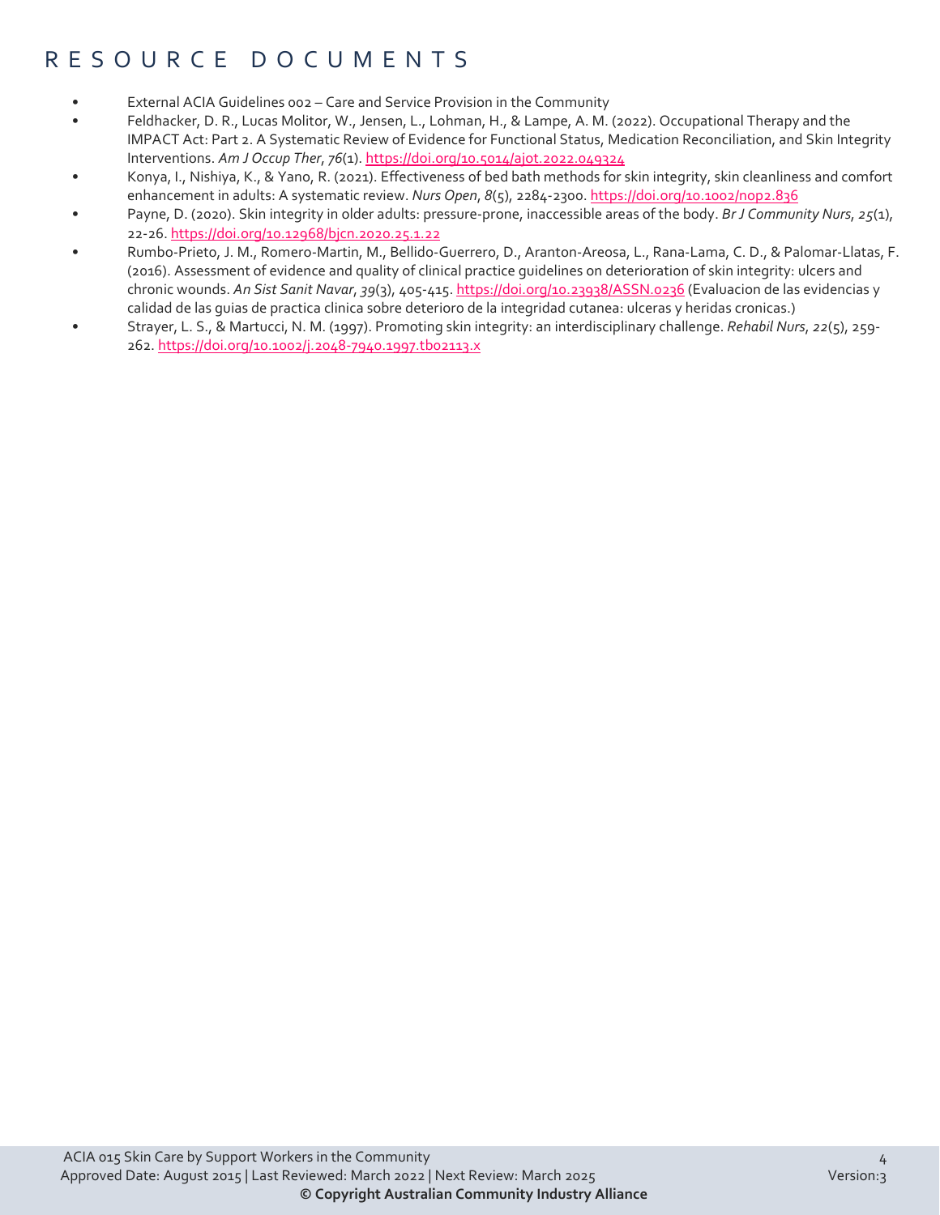# RESOURCE DOCUMENTS

- External ACIA Guidelines 002 – Care and Service Provision in the Community
- Feldhacker, D. R., Lucas Molitor, W., Jensen, L., Lohman, H., & Lampe, A. M. (2022). Occupational Therapy and the IMPACT Act: Part 2. A Systematic Review of Evidence for Functional Status, Medication Reconciliation, and Skin Integrity Interventions. *Am J Occup Ther*, *76*(1). https://doi.org/10.5014/ajot.2022.049324
- Konya, I., Nishiya, K., & Yano, R. (2021). Effectiveness of bed bath methods for skin integrity, skin cleanliness and comfort enhancement in adults: A systematic review. *Nurs Open*, *8*(5), 2284-2300. https://doi.org/10.1002/nop2.836
- Payne, D. (2020). Skin integrity in older adults: pressure-prone, inaccessible areas of the body. *Br J Community Nurs*, *25*(1), 22-26. https://doi.org/10.12968/bjcn.2020.25.1.22
- Rumbo-Prieto, J. M., Romero-Martin, M., Bellido-Guerrero, D., Aranton-Areosa, L., Rana-Lama, C. D., & Palomar-Llatas, F. (2016). Assessment of evidence and quality of clinical practice guidelines on deterioration of skin integrity: ulcers and chronic wounds. *An Sist Sanit Navar*, *39*(3), 405-415. https://doi.org/10.23938/ASSN.0236 (Evaluacion de las evidencias y calidad de las guias de practica clinica sobre deterioro de la integridad cutanea: ulceras y heridas cronicas.)
- Strayer, L. S., & Martucci, N. M. (1997). Promoting skin integrity: an interdisciplinary challenge. *Rehabil Nurs*, *22*(5), 259-262. https://doi.org/10.1002/j.2048-7940.1997.tb02113.x